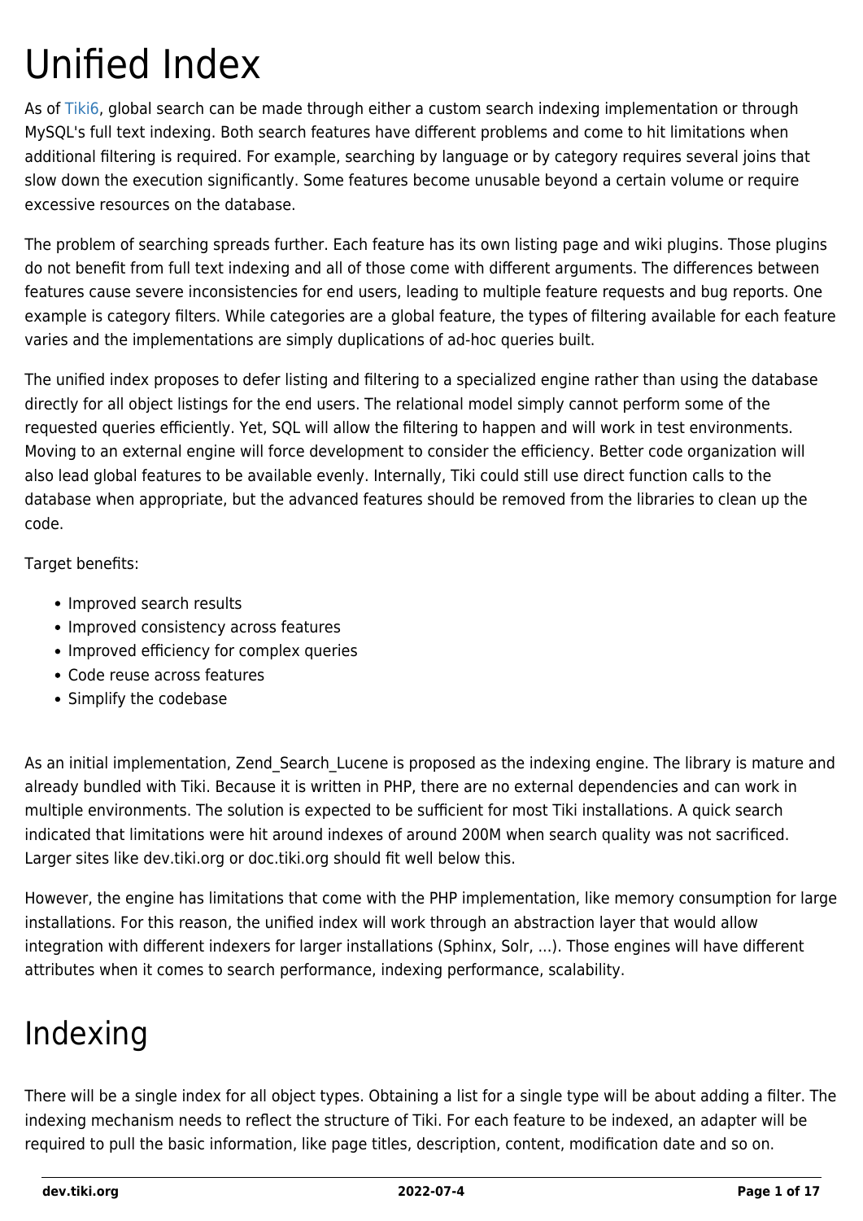# Unified Index

As of Tiki6, global search can be made through either a custom search indexing implementation or through MySQL's full text indexing. Both search features have different problems and come to hit limitations when additional filtering is required. For example, searching by language or by category requires several joins that slow down the execution significantly. Some features become unusable beyond a certain volume or require excessive resources on the database.

The problem of searching spreads further. Each feature has its own listing page and wiki plugins. Those plugins do not benefit from full text indexing and all of those come with different arguments. The differences between features cause severe inconsistencies for end users, leading to multiple feature requests and bug reports. One example is category filters. While categories are a global feature, the types of filtering available for each feature varies and the implementations are simply duplications of ad-hoc queries built.

The unified index proposes to defer listing and filtering to a specialized engine rather than using the database directly for all object listings for the end users. The relational model simply cannot perform some of the requested queries efficiently. Yet, SQL will allow the filtering to happen and will work in test environments. Moving to an external engine will force development to consider the efficiency. Better code organization will also lead global features to be available evenly. Internally, Tiki could still use direct function calls to the database when appropriate, but the advanced features should be removed from the libraries to clean up the code.

Target benefits:

- Improved search results
- Improved consistency across features
- Improved efficiency for complex queries
- Code reuse across features
- Simplify the codebase

As an initial implementation, Zend_Search_Lucene is proposed as the indexing engine. The library is mature and already bundled with Tiki. Because it is written in PHP, there are no external dependencies and can work in multiple environments. The solution is expected to be sufficient for most Tiki installations. A quick search indicated that limitations were hit around indexes of around 200M when search quality was not sacrificed. Larger sites like dev.tiki.org or doc.tiki.org should fit well below this.

However, the engine has limitations that come with the PHP implementation, like memory consumption for large installations. For this reason, the unified index will work through an abstraction layer that would allow integration with different indexers for larger installations (Sphinx, Solr, ...). Those engines will have different attributes when it comes to search performance, indexing performance, scalability.

# Indexing

There will be a single index for all object types. Obtaining a list for a single type will be about adding a filter. The indexing mechanism needs to reflect the structure of Tiki. For each feature to be indexed, an adapter will be required to pull the basic information, like page titles, description, content, modification date and so on.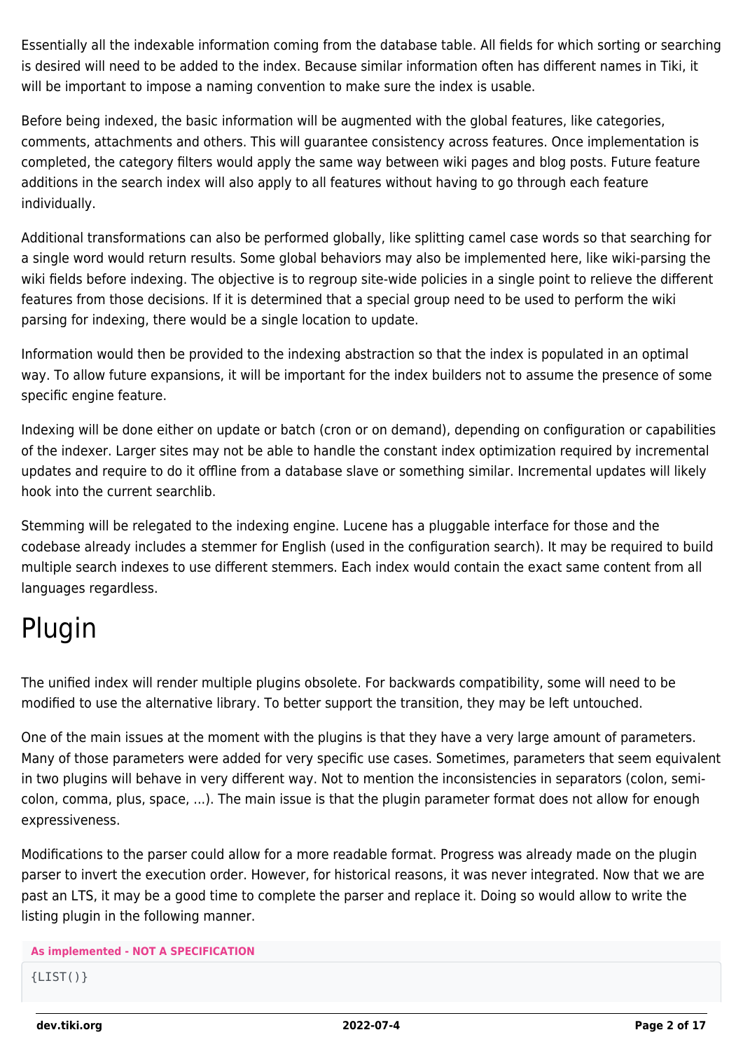Essentially all the indexable information coming from the database table. All fields for which sorting or searching is desired will need to be added to the index. Because similar information often has different names in Tiki, it will be important to impose a naming convention to make sure the index is usable.

Before being indexed, the basic information will be augmented with the global features, like categories, comments, attachments and others. This will guarantee consistency across features. Once implementation is completed, the category filters would apply the same way between wiki pages and blog posts. Future feature additions in the search index will also apply to all features without having to go through each feature individually.

Additional transformations can also be performed globally, like splitting camel case words so that searching for a single word would return results. Some global behaviors may also be implemented here, like wiki-parsing the wiki fields before indexing. The objective is to regroup site-wide policies in a single point to relieve the different features from those decisions. If it is determined that a special group need to be used to perform the wiki parsing for indexing, there would be a single location to update.

Information would then be provided to the indexing abstraction so that the index is populated in an optimal way. To allow future expansions, it will be important for the index builders not to assume the presence of some specific engine feature.

Indexing will be done either on update or batch (cron or on demand), depending on configuration or capabilities of the indexer. Larger sites may not be able to handle the constant index optimization required by incremental updates and require to do it offline from a database slave or something similar. Incremental updates will likely hook into the current searchlib.

Stemming will be relegated to the indexing engine. Lucene has a pluggable interface for those and the codebase already includes a stemmer for English (used in the configuration search). It may be required to build multiple search indexes to use different stemmers. Each index would contain the exact same content from all languages regardless.

# Plugin

The unified index will render multiple plugins obsolete. For backwards compatibility, some will need to be modified to use the alternative library. To better support the transition, they may be left untouched.

One of the main issues at the moment with the plugins is that they have a very large amount of parameters. Many of those parameters were added for very specific use cases. Sometimes, parameters that seem equivalent in two plugins will behave in very different way. Not to mention the inconsistencies in separators (colon, semi-colon, comma, plus, space, ...). The main issue is that the plugin parameter format does not allow for enough expressiveness.

Modifications to the parser could allow for a more readable format. Progress was already made on the plugin parser to invert the execution order. However, for historical reasons, it was never integrated. Now that we are past an LTS, it may be a good time to complete the parser and replace it. Doing so would allow to write the listing plugin in the following manner.

**As implemented - NOT A SPECIFICATION**

```
{LIST()}
```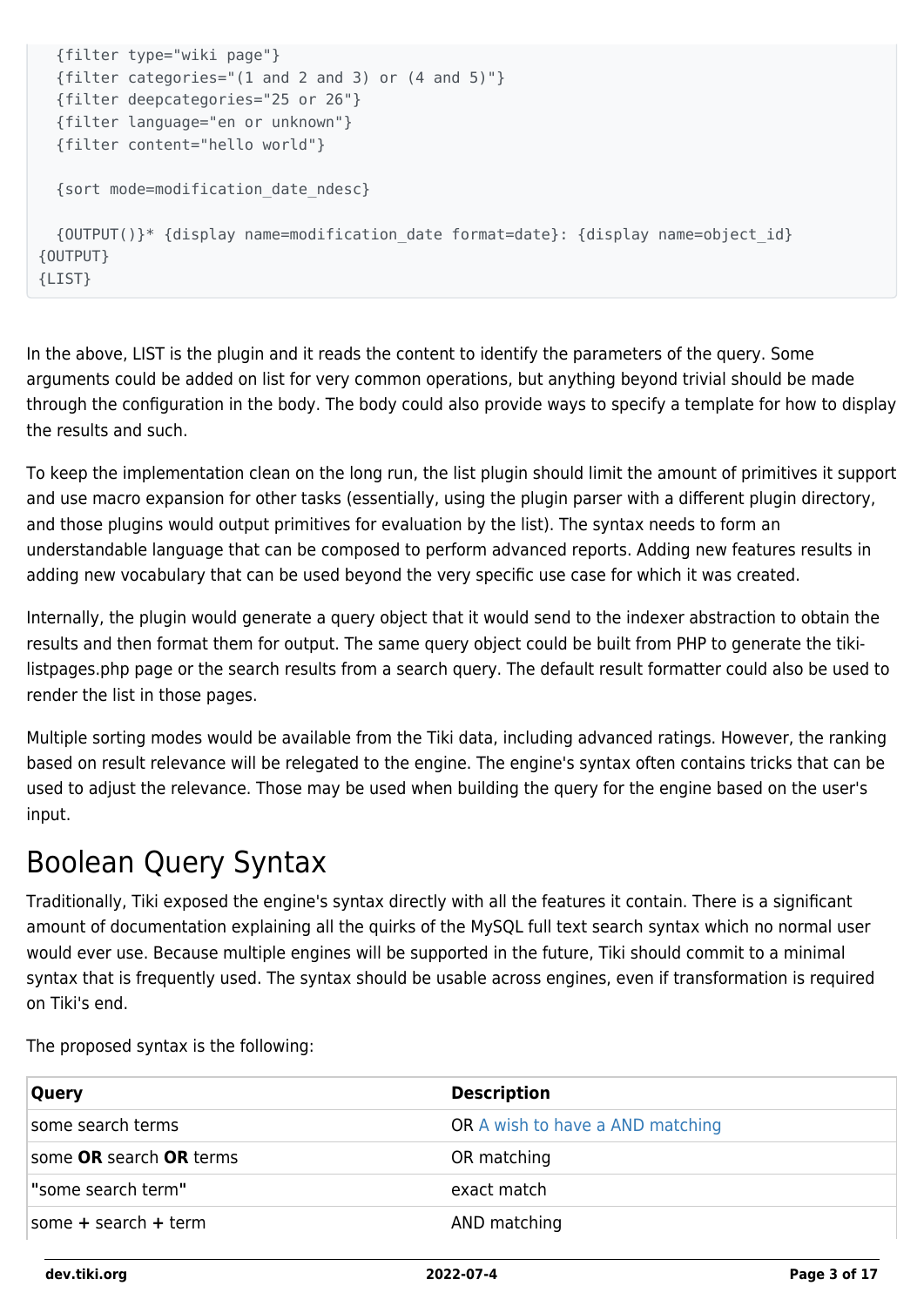```
  {filter type="wiki page"}
  {filter categories="(1 and 2 and 3) or (4 and 5)"}
  {filter deepcategories="25 or 26"}
  {filter language="en or unknown"}
  {filter content="hello world"}

  {sort mode=modification_date_ndesc}

  {OUTPUT()}* {display name=modification_date format=date}: {display name=object_id}
{OUTPUT}
{LIST}
```

In the above, LIST is the plugin and it reads the content to identify the parameters of the query. Some arguments could be added on list for very common operations, but anything beyond trivial should be made through the configuration in the body. The body could also provide ways to specify a template for how to display the results and such.

To keep the implementation clean on the long run, the list plugin should limit the amount of primitives it support and use macro expansion for other tasks (essentially, using the plugin parser with a different plugin directory, and those plugins would output primitives for evaluation by the list). The syntax needs to form an understandable language that can be composed to perform advanced reports. Adding new features results in adding new vocabulary that can be used beyond the very specific use case for which it was created.

Internally, the plugin would generate a query object that it would send to the indexer abstraction to obtain the results and then format them for output. The same query object could be built from PHP to generate the tiki-listpages.php page or the search results from a search query. The default result formatter could also be used to render the list in those pages.

Multiple sorting modes would be available from the Tiki data, including advanced ratings. However, the ranking based on result relevance will be relegated to the engine. The engine's syntax often contains tricks that can be used to adjust the relevance. Those may be used when building the query for the engine based on the user's input.

# Boolean Query Syntax

Traditionally, Tiki exposed the engine's syntax directly with all the features it contain. There is a significant amount of documentation explaining all the quirks of the MySQL full text search syntax which no normal user would ever use. Because multiple engines will be supported in the future, Tiki should commit to a minimal syntax that is frequently used. The syntax should be usable across engines, even if transformation is required on Tiki's end.

The proposed syntax is the following:

| Query | Description |
|---|---|
| some search terms | OR A wish to have a AND matching |
| some **OR** search **OR** terms | OR matching |
| **"**some search term**"** | exact match |
| some **+** search **+** term | AND matching |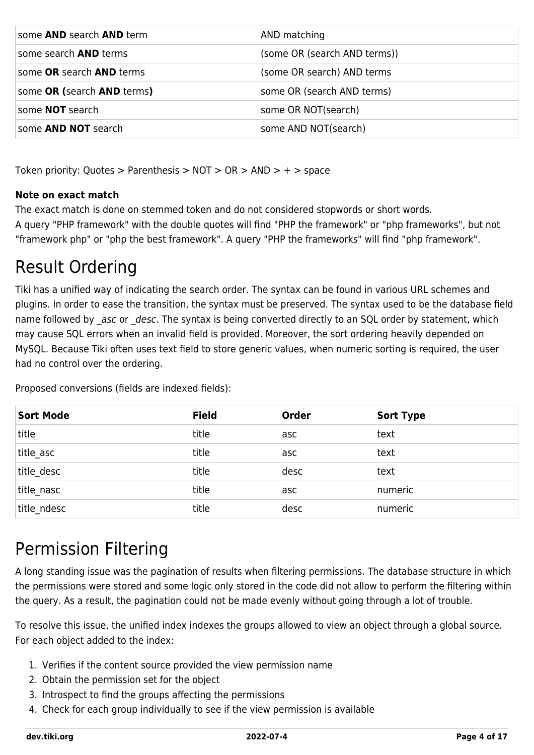| | |
|---|---|
| some **AND** search **AND** term | AND matching |
| some search **AND** terms | (some OR (search AND terms)) |
| some **OR** search **AND** terms | (some OR search) AND terms |
| some **OR (**search **AND** terms**)** | some OR (search AND terms) |
| some **NOT** search | some OR NOT(search) |
| some **AND NOT** search | some AND NOT(search) |

Token priority: Quotes > Parenthesis > NOT > OR > AND > + > space

**Note on exact match**

The exact match is done on stemmed token and do not considered stopwords or short words.
A query "PHP framework" with the double quotes will find "PHP the framework" or "php frameworks", but not "framework php" or "php the best framework". A query "PHP the frameworks" will find "php framework".

# Result Ordering

Tiki has a unified way of indicating the search order. The syntax can be found in various URL schemes and plugins. In order to ease the transition, the syntax must be preserved. The syntax used to be the database field name followed by *_asc* or *_desc*. The syntax is being converted directly to an SQL order by statement, which may cause SQL errors when an invalid field is provided. Moreover, the sort ordering heavily depended on MySQL. Because Tiki often uses text field to store generic values, when numeric sorting is required, the user had no control over the ordering.

Proposed conversions (fields are indexed fields):

| Sort Mode | Field | Order | Sort Type |
|---|---|---|---|
| title | title | asc | text |
| title_asc | title | asc | text |
| title_desc | title | desc | text |
| title_nasc | title | asc | numeric |
| title_ndesc | title | desc | numeric |

# Permission Filtering

A long standing issue was the pagination of results when filtering permissions. The database structure in which the permissions were stored and some logic only stored in the code did not allow to perform the filtering within the query. As a result, the pagination could not be made evenly without going through a lot of trouble.

To resolve this issue, the unified index indexes the groups allowed to view an object through a global source. For each object added to the index:

1. Verifies if the content source provided the view permission name
2. Obtain the permission set for the object
3. Introspect to find the groups affecting the permissions
4. Check for each group individually to see if the view permission is available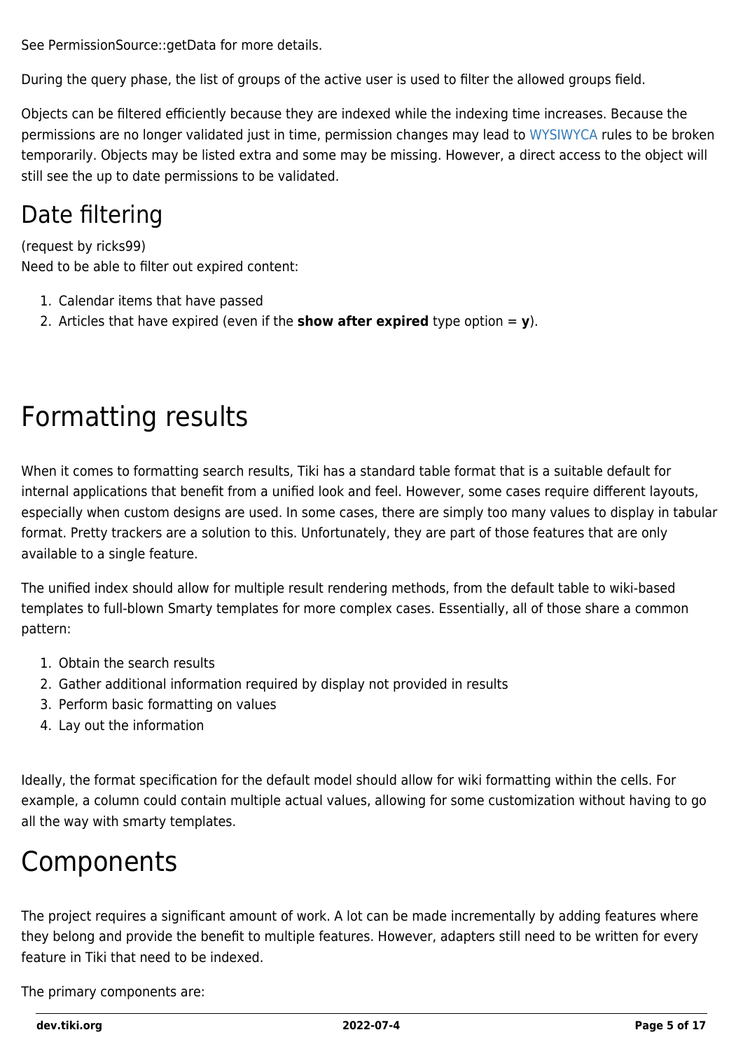See PermissionSource::getData for more details.

During the query phase, the list of groups of the active user is used to filter the allowed groups field.

Objects can be filtered efficiently because they are indexed while the indexing time increases. Because the permissions are no longer validated just in time, permission changes may lead to WYSIWYCA rules to be broken temporarily. Objects may be listed extra and some may be missing. However, a direct access to the object will still see the up to date permissions to be validated.

## Date filtering

(request by ricks99)
Need to be able to filter out expired content:

1. Calendar items that have passed
2. Articles that have expired (even if the **show after expired** type option = **y**).

# Formatting results

When it comes to formatting search results, Tiki has a standard table format that is a suitable default for internal applications that benefit from a unified look and feel. However, some cases require different layouts, especially when custom designs are used. In some cases, there are simply too many values to display in tabular format. Pretty trackers are a solution to this. Unfortunately, they are part of those features that are only available to a single feature.

The unified index should allow for multiple result rendering methods, from the default table to wiki-based templates to full-blown Smarty templates for more complex cases. Essentially, all of those share a common pattern:

1. Obtain the search results
2. Gather additional information required by display not provided in results
3. Perform basic formatting on values
4. Lay out the information

Ideally, the format specification for the default model should allow for wiki formatting within the cells. For example, a column could contain multiple actual values, allowing for some customization without having to go all the way with smarty templates.

# Components

The project requires a significant amount of work. A lot can be made incrementally by adding features where they belong and provide the benefit to multiple features. However, adapters still need to be written for every feature in Tiki that need to be indexed.

The primary components are: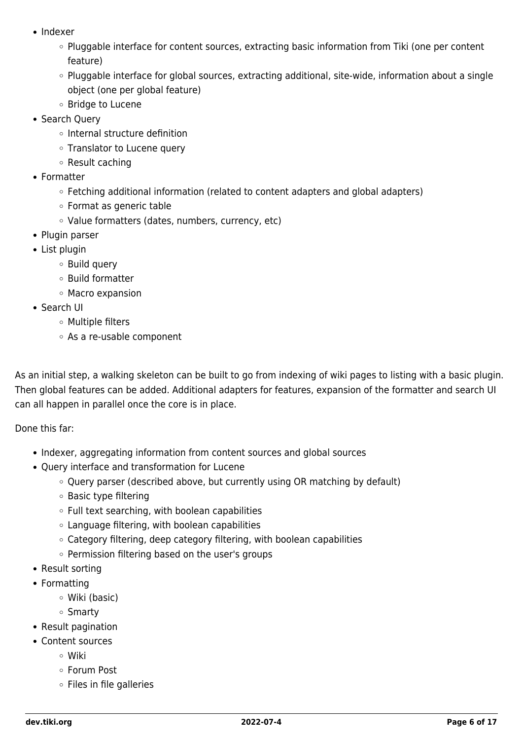- Indexer
  - Pluggable interface for content sources, extracting basic information from Tiki (one per content feature)
  - Pluggable interface for global sources, extracting additional, site-wide, information about a single object (one per global feature)
  - Bridge to Lucene
- Search Query
  - Internal structure definition
  - Translator to Lucene query
  - Result caching
- Formatter
  - Fetching additional information (related to content adapters and global adapters)
  - Format as generic table
  - Value formatters (dates, numbers, currency, etc)
- Plugin parser
- List plugin
  - Build query
  - Build formatter
  - Macro expansion
- Search UI
  - Multiple filters
  - As a re-usable component

As an initial step, a walking skeleton can be built to go from indexing of wiki pages to listing with a basic plugin. Then global features can be added. Additional adapters for features, expansion of the formatter and search UI can all happen in parallel once the core is in place.

Done this far:

- Indexer, aggregating information from content sources and global sources
- Query interface and transformation for Lucene
  - Query parser (described above, but currently using OR matching by default)
  - Basic type filtering
  - Full text searching, with boolean capabilities
  - Language filtering, with boolean capabilities
  - Category filtering, deep category filtering, with boolean capabilities
  - Permission filtering based on the user's groups
- Result sorting
- Formatting
  - Wiki (basic)
  - Smarty
- Result pagination
- Content sources
  - Wiki
  - Forum Post
  - Files in file galleries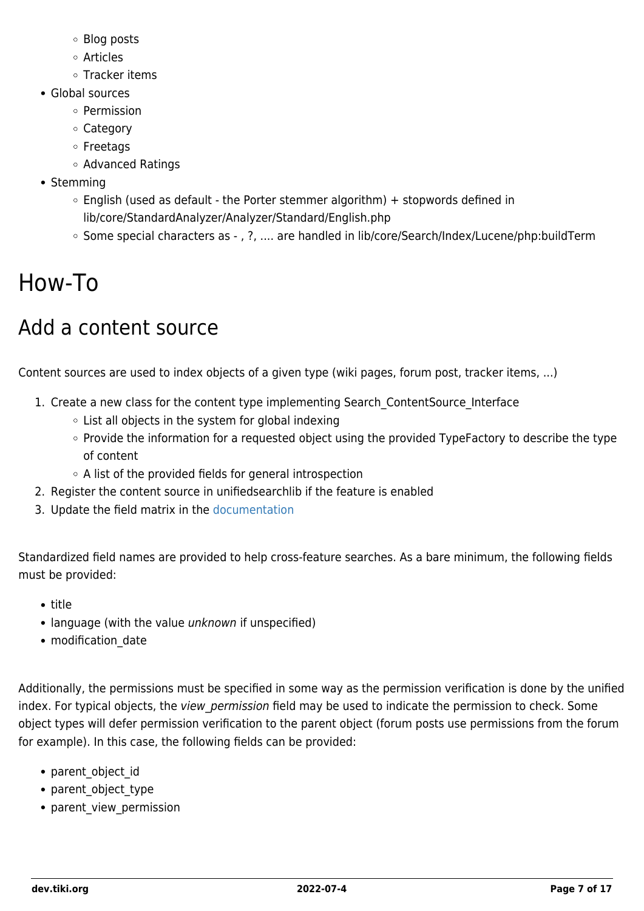- Blog posts
    - Articles
    - Tracker items
- Global sources
    - Permission
    - Category
    - Freetags
    - Advanced Ratings
- Stemming
    - English (used as default - the Porter stemmer algorithm) + stopwords defined in lib/core/StandardAnalyzer/Analyzer/Standard/English.php
    - Some special characters as - , ?, .... are handled in lib/core/Search/Index/Lucene/php:buildTerm

# How-To

## Add a content source

Content sources are used to index objects of a given type (wiki pages, forum post, tracker items, ...)

1. Create a new class for the content type implementing Search_ContentSource_Interface
    - List all objects in the system for global indexing
    - Provide the information for a requested object using the provided TypeFactory to describe the type of content
    - A list of the provided fields for general introspection
2. Register the content source in unifiedsearchlib if the feature is enabled
3. Update the field matrix in the documentation

Standardized field names are provided to help cross-feature searches. As a bare minimum, the following fields must be provided:

- title
- language (with the value *unknown* if unspecified)
- modification_date

Additionally, the permissions must be specified in some way as the permission verification is done by the unified index. For typical objects, the *view_permission* field may be used to indicate the permission to check. Some object types will defer permission verification to the parent object (forum posts use permissions from the forum for example). In this case, the following fields can be provided:

- parent_object_id
- parent_object_type
- parent_view_permission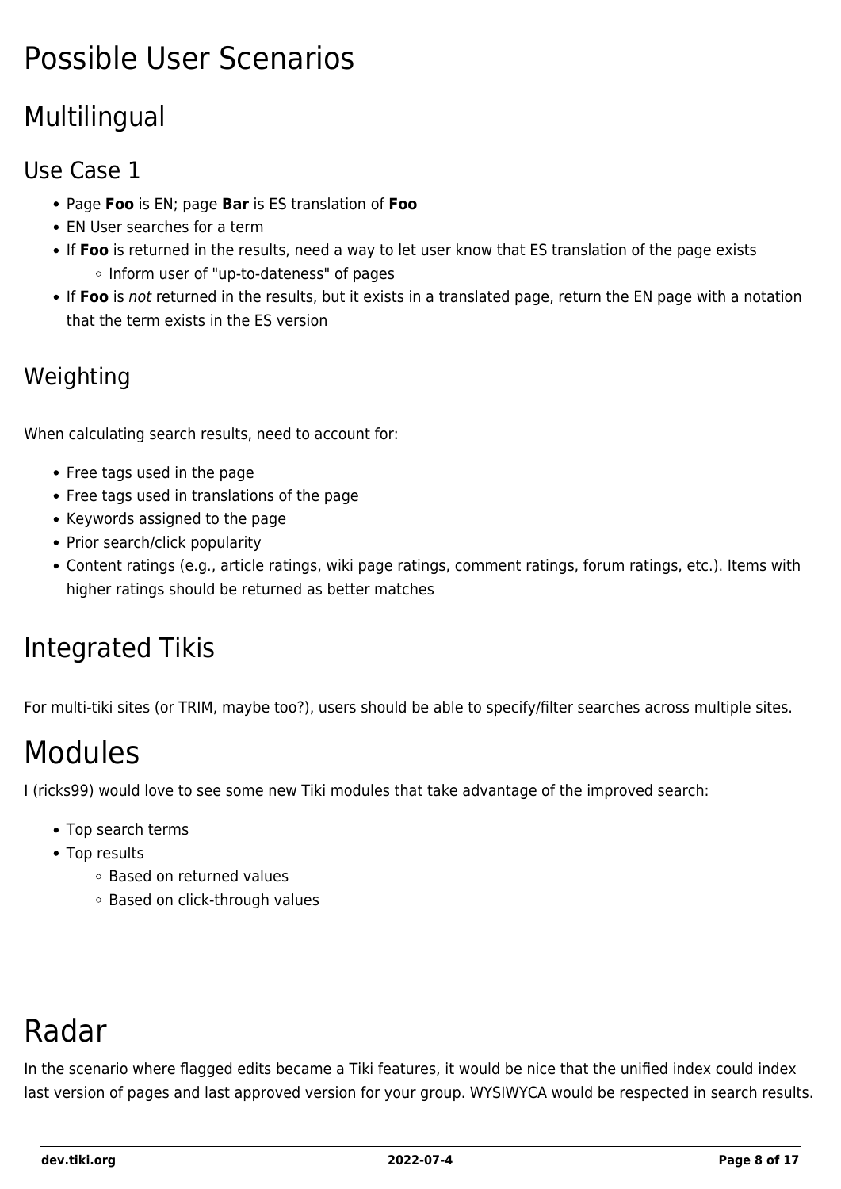# Possible User Scenarios

## Multilingual

### Use Case 1

- Page **Foo** is EN; page **Bar** is ES translation of **Foo**
- EN User searches for a term
- If **Foo** is returned in the results, need a way to let user know that ES translation of the page exists
  - Inform user of "up-to-dateness" of pages
- If **Foo** is *not* returned in the results, but it exists in a translated page, return the EN page with a notation that the term exists in the ES version

### Weighting

When calculating search results, need to account for:

- Free tags used in the page
- Free tags used in translations of the page
- Keywords assigned to the page
- Prior search/click popularity
- Content ratings (e.g., article ratings, wiki page ratings, comment ratings, forum ratings, etc.). Items with higher ratings should be returned as better matches

## Integrated Tikis

For multi-tiki sites (or TRIM, maybe too?), users should be able to specify/filter searches across multiple sites.

# Modules

I (ricks99) would love to see some new Tiki modules that take advantage of the improved search:

- Top search terms
- Top results
  - Based on returned values
  - Based on click-through values

# Radar

In the scenario where flagged edits became a Tiki features, it would be nice that the unified index could index last version of pages and last approved version for your group. WYSIWYCA would be respected in search results.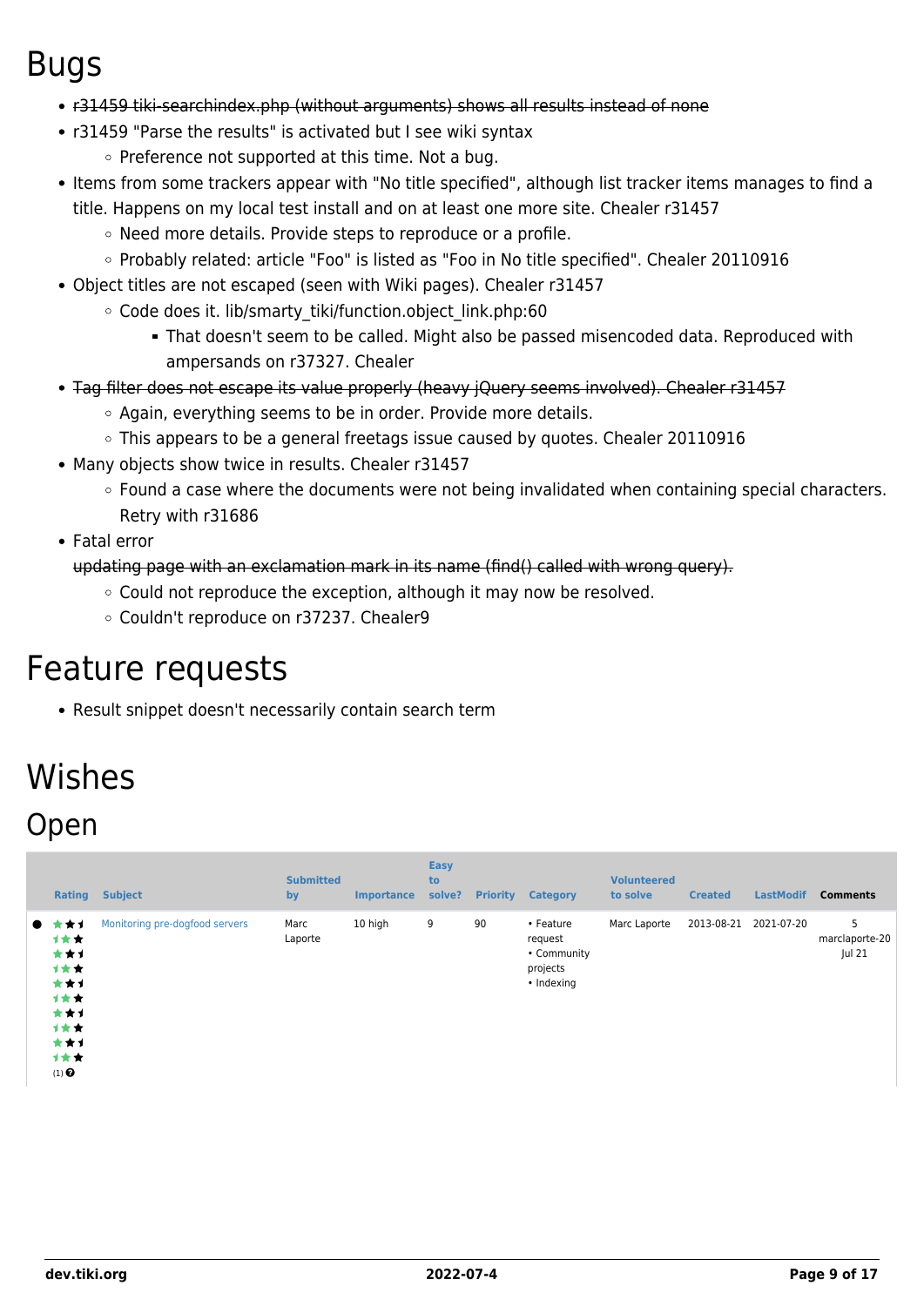# Bugs

- ~~r31459 tiki-searchindex.php (without arguments) shows all results instead of none~~
- r31459 "Parse the results" is activated but I see wiki syntax
  - Preference not supported at this time. Not a bug.
- Items from some trackers appear with "No title specified", although list tracker items manages to find a title. Happens on my local test install and on at least one more site. Chealer r31457
  - Need more details. Provide steps to reproduce or a profile.
  - Probably related: article "Foo" is listed as "Foo in No title specified". Chealer 20110916
- Object titles are not escaped (seen with Wiki pages). Chealer r31457
  - Code does it. lib/smarty_tiki/function.object_link.php:60
    - That doesn't seem to be called. Might also be passed misencoded data. Reproduced with ampersands on r37327. Chealer
- ~~Tag filter does not escape its value properly (heavy jQuery seems involved). Chealer r31457~~
  - Again, everything seems to be in order. Provide more details.
  - This appears to be a general freetags issue caused by quotes. Chealer 20110916
- Many objects show twice in results. Chealer r31457
  - Found a case where the documents were not being invalidated when containing special characters. Retry with r31686
- Fatal error
  ~~updating page with an exclamation mark in its name (find() called with wrong query).~~
  - Could not reproduce the exception, although it may now be resolved.
  - Couldn't reproduce on r37237. Chealer9

# Feature requests

- Result snippet doesn't necessarily contain search term

# Wishes

## Open

| Rating | Subject | Submitted by | Importance | Easy to solve? | Priority | Category | Volunteered to solve | Created | LastModif | Comments |
|---|---|---|---|---|---|---|---|---|---|---|
| (1) | Monitoring pre-dogfood servers | Marc Laporte | 10 high | 9 | 90 | • Feature request • Community projects • Indexing | Marc Laporte | 2013-08-21 | 2021-07-20 | 5 marclaporte-20 Jul 21 |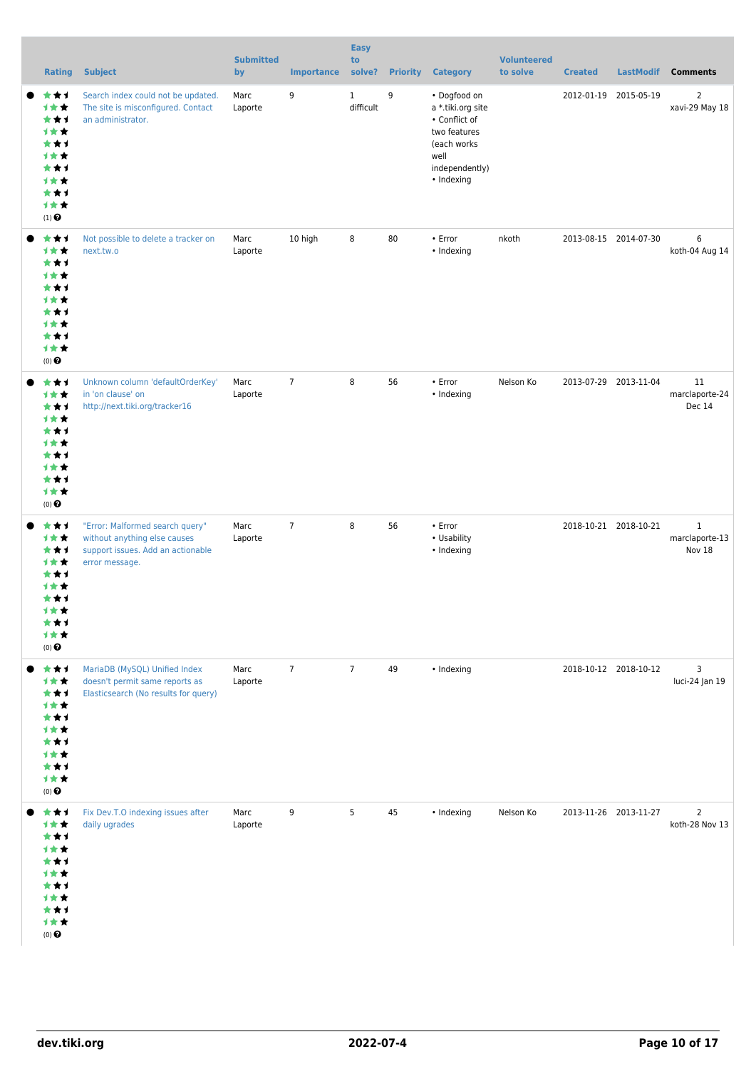| | Rating | Subject | Submitted by | Importance | Easy to solve? | Priority | Category | Volunteered to solve | Created | LastModif | Comments |
|---|---|---|---|---|---|---|---|---|---|---|---|
| ● | (1) | Search index could not be updated. The site is misconfigured. Contact an administrator. | Marc Laporte | 9 | 1 difficult | 9 | • Dogfood on a *.tiki.org site • Conflict of two features (each works well independently) • Indexing | | 2012-01-19 | 2015-05-19 | 2 xavi-29 May 18 |
| ● | (0) | Not possible to delete a tracker on next.tw.o | Marc Laporte | 10 high | 8 | 80 | • Error • Indexing | nkoth | 2013-08-15 | 2014-07-30 | 6 koth-04 Aug 14 |
| ● | (0) | Unknown column 'defaultOrderKey' in 'on clause' on http://next.tiki.org/tracker16 | Marc Laporte | 7 | 8 | 56 | • Error • Indexing | Nelson Ko | 2013-07-29 | 2013-11-04 | 11 marclaporte-24 Dec 14 |
| ● | (0) | "Error: Malformed search query" without anything else causes support issues. Add an actionable error message. | Marc Laporte | 7 | 8 | 56 | • Error • Usability • Indexing | | 2018-10-21 | 2018-10-21 | 1 marclaporte-13 Nov 18 |
| ● | (0) | MariaDB (MySQL) Unified Index doesn't permit same reports as Elasticsearch (No results for query) | Marc Laporte | 7 | 7 | 49 | • Indexing | | 2018-10-12 | 2018-10-12 | 3 luci-24 Jan 19 |
| ● | (0) | Fix Dev.T.O indexing issues after daily ugrades | Marc Laporte | 9 | 5 | 45 | • Indexing | Nelson Ko | 2013-11-26 | 2013-11-27 | 2 koth-28 Nov 13 |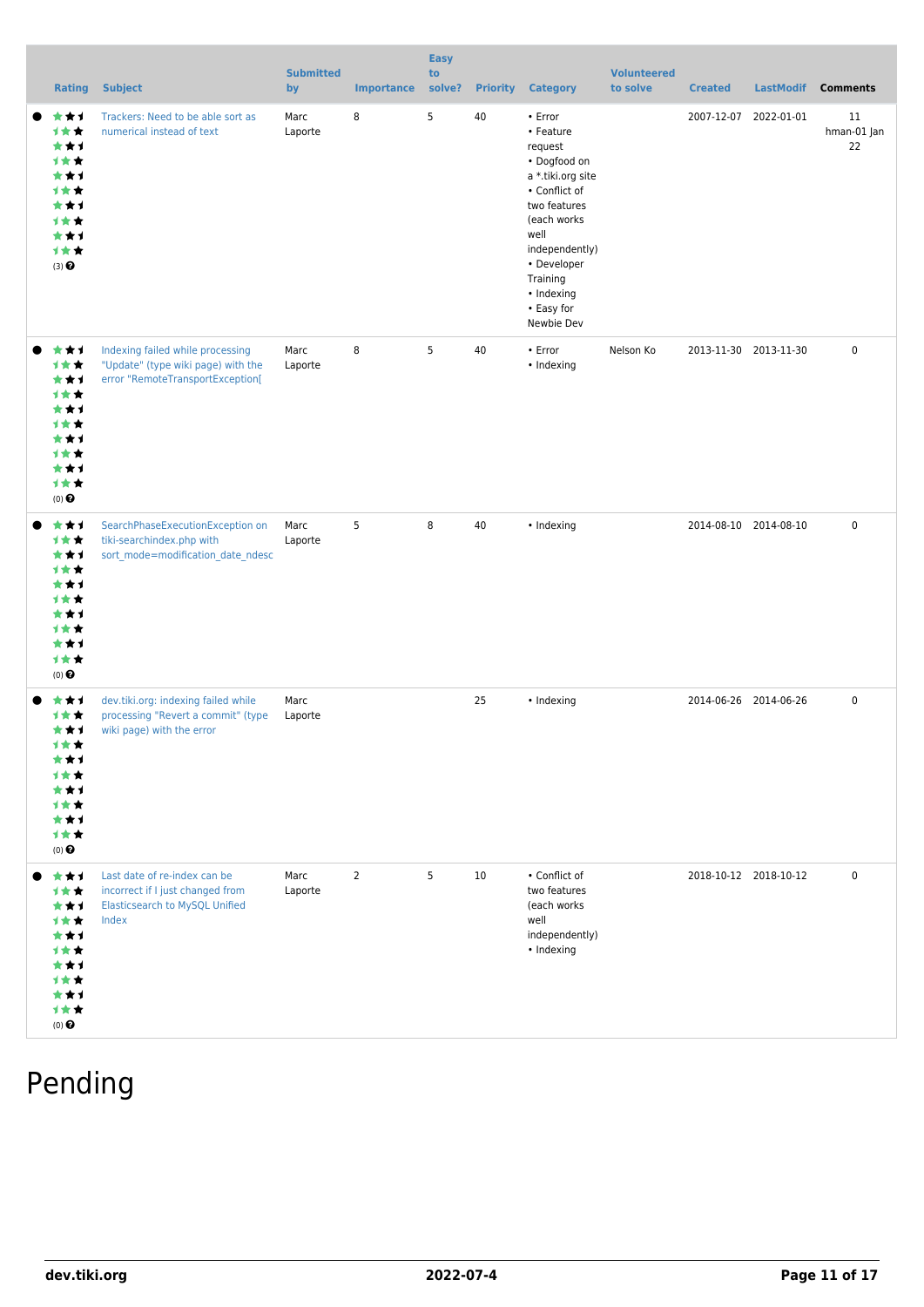| | Rating | Subject | Submitted by | Importance | Easy to solve? | Priority | Category | Volunteered to solve | Created | LastModif | Comments |
|---|---|---|---|---|---|---|---|---|---|---|---|
| ● | (3) | Trackers: Need to be able sort as numerical instead of text | Marc Laporte | 8 | 5 | 40 | • Error • Feature request • Dogfood on a *.tiki.org site • Conflict of two features (each works well independently) • Developer Training • Indexing • Easy for Newbie Dev | | 2007-12-07 | 2022-01-01 | 11 hman-01 Jan 22 |
| ● | (0) | Indexing failed while processing "Update" (type wiki page) with the error "RemoteTransportException[ | Marc Laporte | 8 | 5 | 40 | • Error • Indexing | Nelson Ko | 2013-11-30 | 2013-11-30 | 0 |
| ● | (0) | SearchPhaseExecutionException on tiki-searchindex.php with sort_mode=modification_date_ndesc | Marc Laporte | 5 | 8 | 40 | • Indexing | | 2014-08-10 | 2014-08-10 | 0 |
| ● | (0) | dev.tiki.org: indexing failed while processing "Revert a commit" (type wiki page) with the error | Marc Laporte | | | 25 | • Indexing | | 2014-06-26 | 2014-06-26 | 0 |
| ● | (0) | Last date of re-index can be incorrect if I just changed from Elasticsearch to MySQL Unified Index | Marc Laporte | 2 | 5 | 10 | • Conflict of two features (each works well independently) • Indexing | | 2018-10-12 | 2018-10-12 | 0 |

# Pending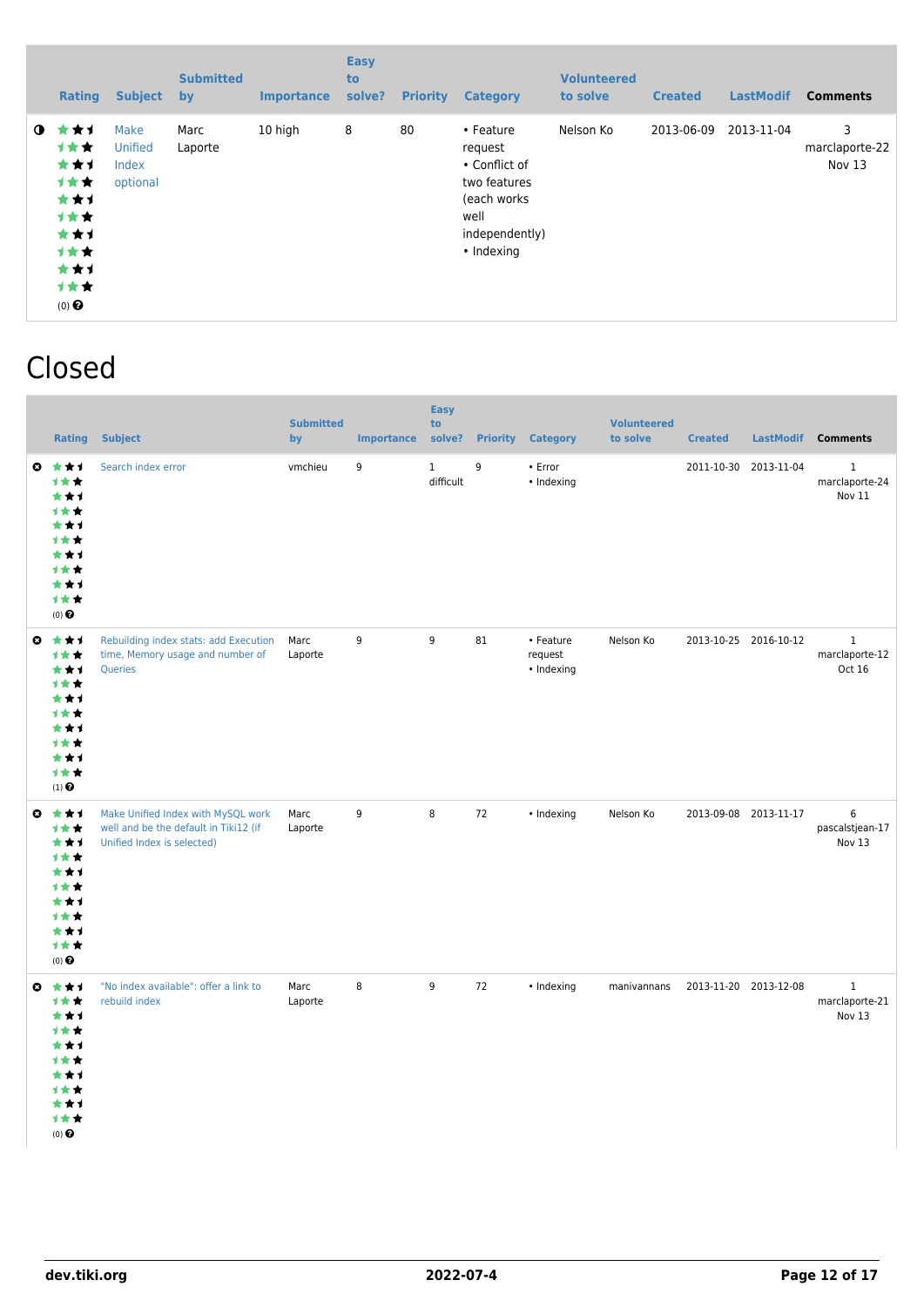| | Rating | Subject | Submitted by | Importance | Easy to solve? | Priority | Category | Volunteered to solve | Created | LastModif | Comments |
|---|---|---|---|---|---|---|---|---|---|---|---|
| | (0) | Make Unified Index optional | Marc Laporte | 10 high | 8 | 80 | • Feature request • Conflict of two features (each works well independently) • Indexing | Nelson Ko | 2013-06-09 | 2013-11-04 | 3 marclaporte-22 Nov 13 |

# Closed

| | Rating | Subject | Submitted by | Importance | Easy to solve? | Priority | Category | Volunteered to solve | Created | LastModif | Comments |
|---|---|---|---|---|---|---|---|---|---|---|---|
| | (0) | Search index error | vmchieu | 9 | 1 difficult | 9 | • Error • Indexing | | 2011-10-30 | 2013-11-04 | 1 marclaporte-24 Nov 11 |
| | (1) | Rebuilding index stats: add Execution time, Memory usage and number of Queries | Marc Laporte | 9 | 9 | 81 | • Feature request • Indexing | Nelson Ko | 2013-10-25 | 2016-10-12 | 1 marclaporte-12 Oct 16 |
| | (0) | Make Unified Index with MySQL work well and be the default in Tiki12 (if Unified Index is selected) | Marc Laporte | 9 | 8 | 72 | • Indexing | Nelson Ko | 2013-09-08 | 2013-11-17 | 6 pascalstjean-17 Nov 13 |
| | (0) | "No index available": offer a link to rebuild index | Marc Laporte | 8 | 9 | 72 | • Indexing | manivannans | 2013-11-20 | 2013-12-08 | 1 marclaporte-21 Nov 13 |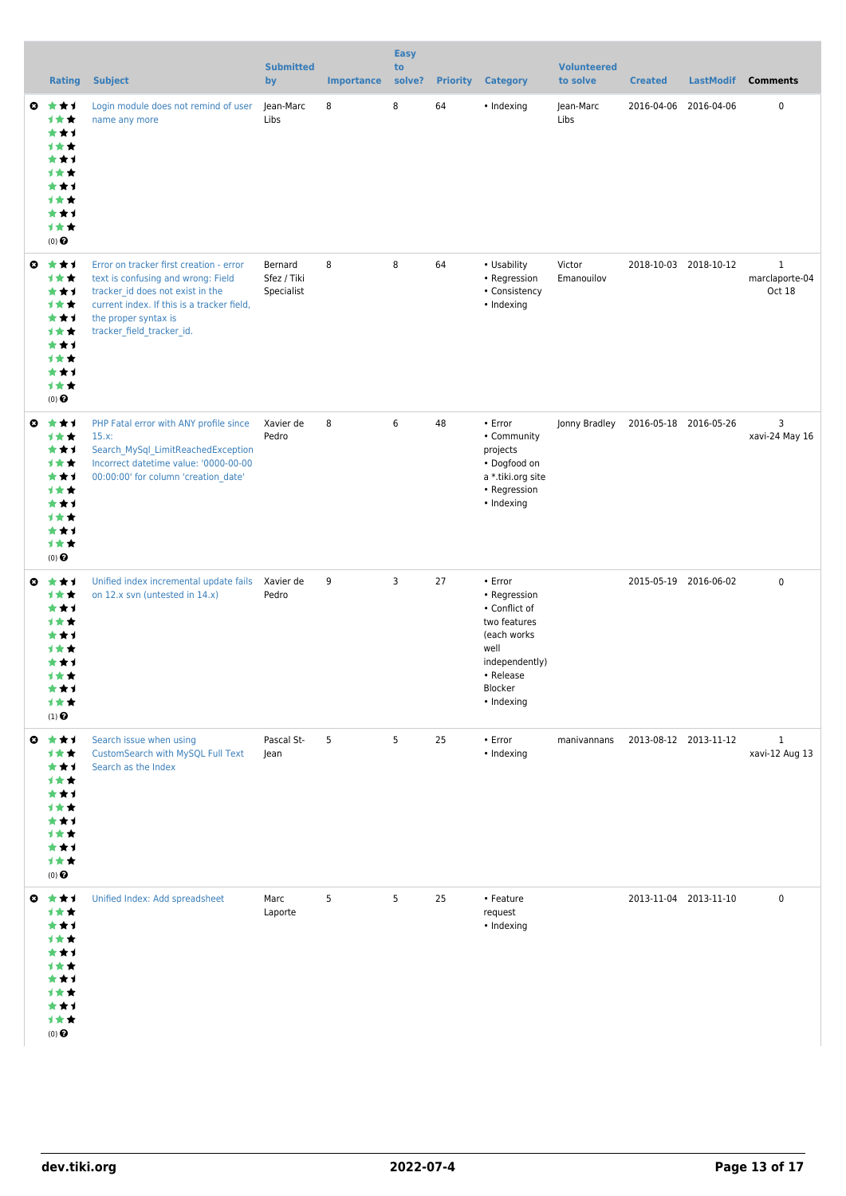| | Rating | Subject | Submitted by | Importance | Easy to solve? | Priority | Category | Volunteered to solve | Created | LastModif | Comments |
|---|---|---|---|---|---|---|---|---|---|---|---|
| | (0) | Login module does not remind of user name any more | Jean-Marc Libs | 8 | 8 | 64 | • Indexing | Jean-Marc Libs | 2016-04-06 | 2016-04-06 | 0 |
| | (0) | Error on tracker first creation - error text is confusing and wrong: Field tracker_id does not exist in the current index. If this is a tracker field, the proper syntax is tracker_field_tracker_id. | Bernard Sfez / Tiki Specialist | 8 | 8 | 64 | • Usability • Regression • Consistency • Indexing | Victor Emanouilov | 2018-10-03 | 2018-10-12 | 1 marclaporte-04 Oct 18 |
| | (0) | PHP Fatal error with ANY profile since 15.x: Search_MySql_LimitReachedException Incorrect datetime value: '0000-00-00 00:00:00' for column 'creation_date' | Xavier de Pedro | 8 | 6 | 48 | • Error • Community projects • Dogfood on a *.tiki.org site • Regression • Indexing | Jonny Bradley | 2016-05-18 | 2016-05-26 | 3 xavi-24 May 16 |
| | (1) | Unified index incremental update fails on 12.x svn (untested in 14.x) | Xavier de Pedro | 9 | 3 | 27 | • Error • Regression • Conflict of two features (each works well independently) • Release Blocker • Indexing | | 2015-05-19 | 2016-06-02 | 0 |
| | (0) | Search issue when using CustomSearch with MySQL Full Text Search as the Index | Pascal St-Jean | 5 | 5 | 25 | • Error • Indexing | manivannans | 2013-08-12 | 2013-11-12 | 1 xavi-12 Aug 13 |
| | (0) | Unified Index: Add spreadsheet | Marc Laporte | 5 | 5 | 25 | • Feature request • Indexing | | 2013-11-04 | 2013-11-10 | 0 |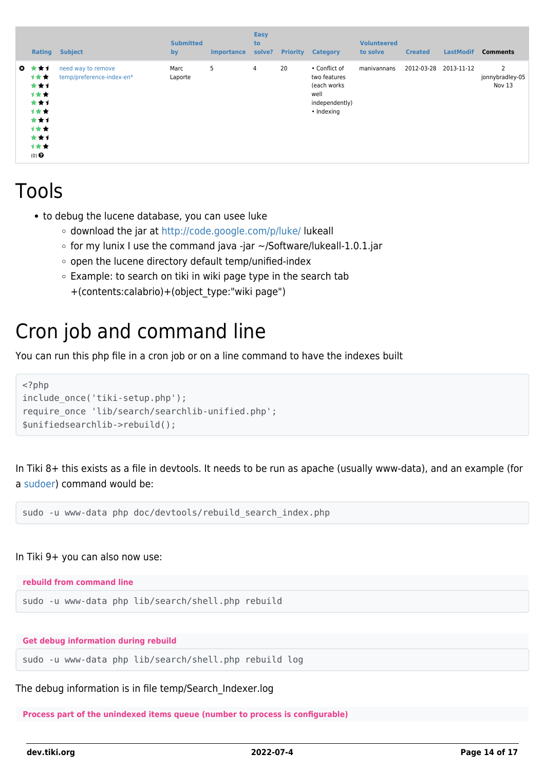| | Rating | Subject | Submitted by | Importance | Easy to solve? | Priority | Category | Volunteered to solve | Created | LastModif | Comments |
|---|---|---|---|---|---|---|---|---|---|---|---|
| | (0) | need way to remove temp/preference-index-en* | Marc Laporte | 5 | 4 | 20 | • Conflict of two features (each works well independently) • Indexing | manivannans | 2012-03-28 | 2013-11-12 | 2 jonnybradley-05 Nov 13 |

# Tools

- to debug the lucene database, you can usee luke
  - download the jar at http://code.google.com/p/luke/ lukeall
  - for my lunix I use the command java -jar ~/Software/lukeall-1.0.1.jar
  - open the lucene directory default temp/unified-index
  - Example: to search on tiki in wiki page type in the search tab +(contents:calabrio)+(object_type:"wiki page")

# Cron job and command line

You can run this php file in a cron job or on a line command to have the indexes built

```
<?php
include_once('tiki-setup.php');
require_once 'lib/search/searchlib-unified.php';
$unifiedsearchlib->rebuild();
```

In Tiki 8+ this exists as a file in devtools. It needs to be run as apache (usually www-data), and an example (for a sudoer) command would be:

```
sudo -u www-data php doc/devtools/rebuild_search_index.php
```

In Tiki 9+ you can also now use:

**rebuild from command line**

```
sudo -u www-data php lib/search/shell.php rebuild
```

**Get debug information during rebuild**

```
sudo -u www-data php lib/search/shell.php rebuild log
```

The debug information is in file temp/Search_Indexer.log

**Process part of the unindexed items queue (number to process is configurable)**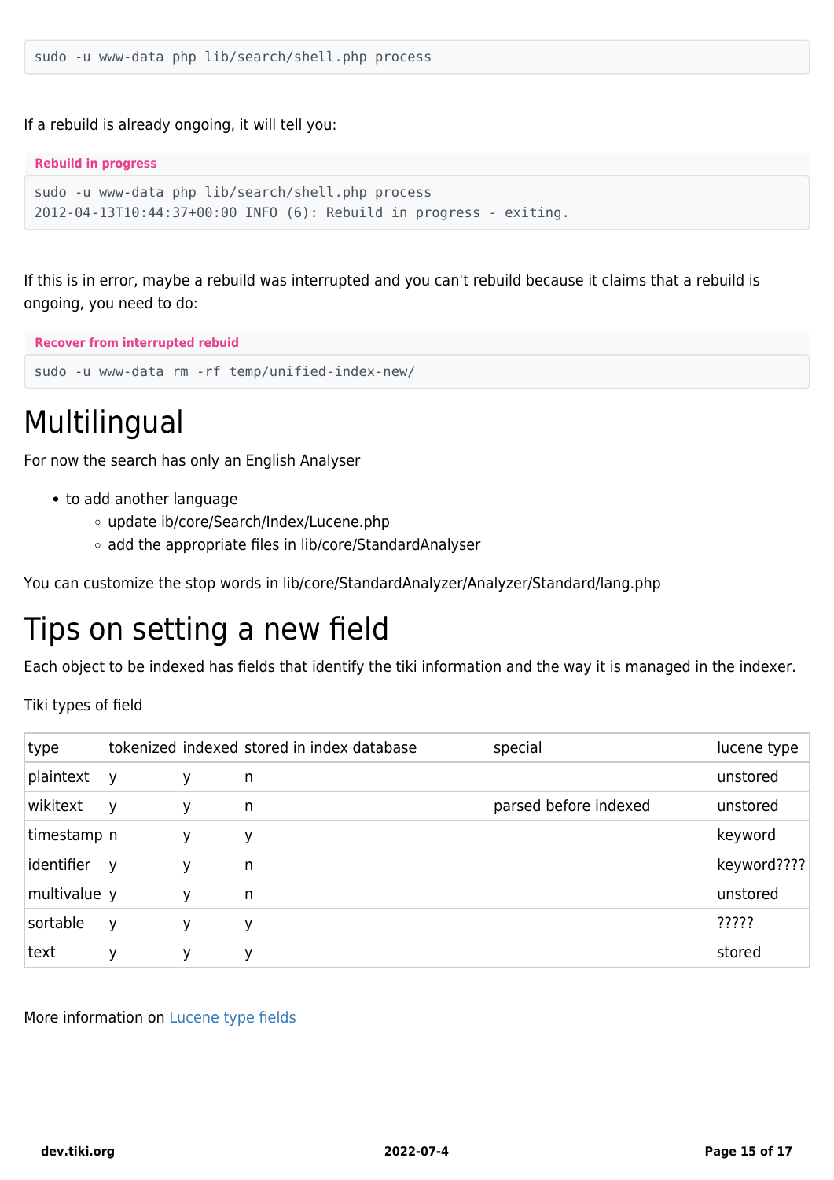```
sudo -u www-data php lib/search/shell.php process
```

If a rebuild is already ongoing, it will tell you:

**Rebuild in progress**

```
sudo -u www-data php lib/search/shell.php process
2012-04-13T10:44:37+00:00 INFO (6): Rebuild in progress - exiting.
```

If this is in error, maybe a rebuild was interrupted and you can't rebuild because it claims that a rebuild is ongoing, you need to do:

**Recover from interrupted rebuid**

```
sudo -u www-data rm -rf temp/unified-index-new/
```

# Multilingual

For now the search has only an English Analyser

- to add another language
  - update ib/core/Search/Index/Lucene.php
  - add the appropriate files in lib/core/StandardAnalyser

You can customize the stop words in lib/core/StandardAnalyzer/Analyzer/Standard/lang.php

# Tips on setting a new field

Each object to be indexed has fields that identify the tiki information and the way it is managed in the indexer.

Tiki types of field

| type | tokenized | indexed | stored in index database | special | lucene type |
|---|---|---|---|---|---|
| plaintext | y | y | n | | unstored |
| wikitext | y | y | n | parsed before indexed | unstored |
| timestamp | n | y | y | | keyword |
| identifier | y | y | n | | keyword???? |
| multivalue | y | y | n | | unstored |
| sortable | y | y | y | | ????? |
| text | y | y | y | | stored |

More information on Lucene type fields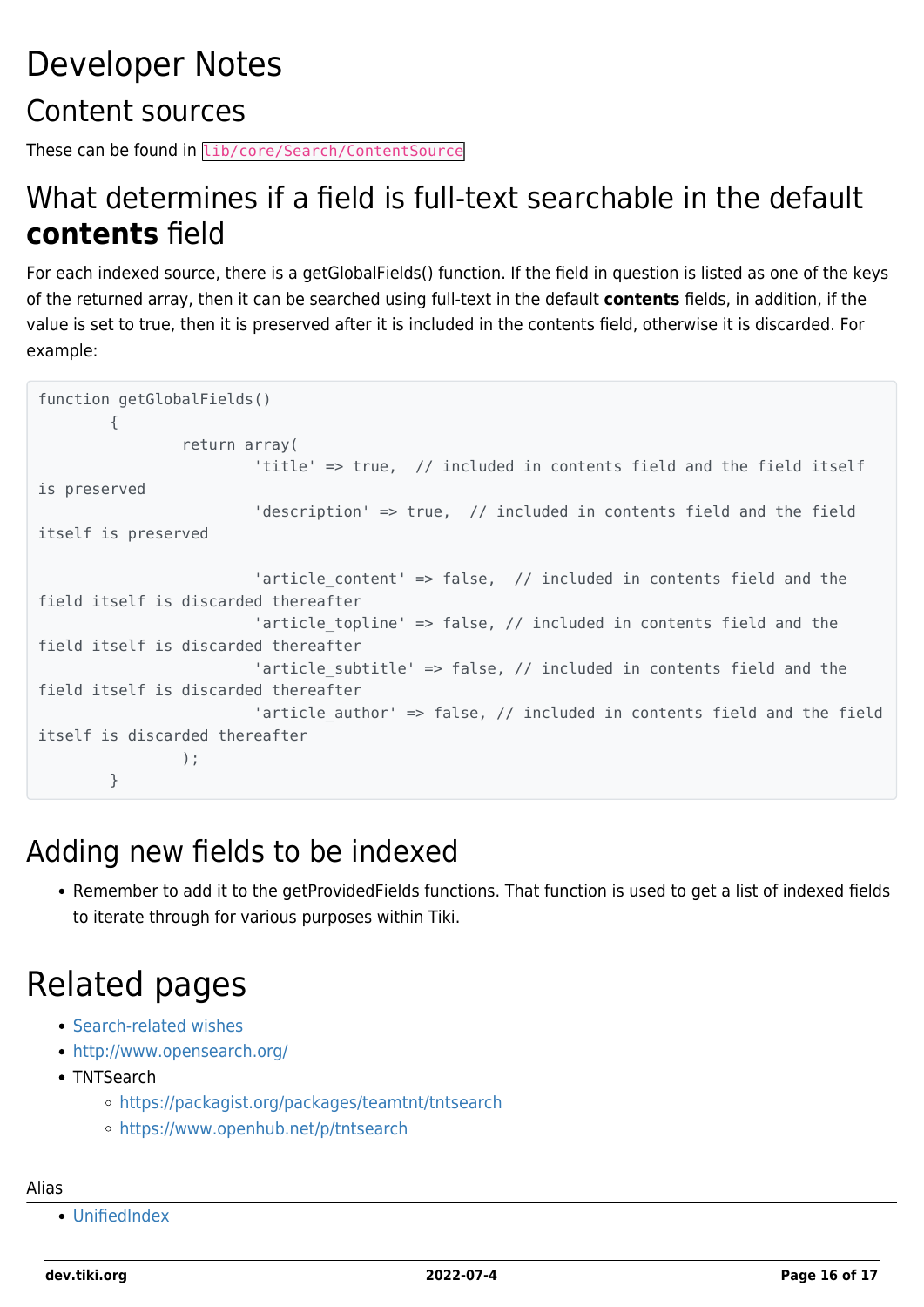# Developer Notes

## Content sources

These can be found in `lib/core/Search/ContentSource`

## What determines if a field is full-text searchable in the default **contents** field

For each indexed source, there is a getGlobalFields() function. If the field in question is listed as one of the keys of the returned array, then it can be searched using full-text in the default **contents** fields, in addition, if the value is set to true, then it is preserved after it is included in the contents field, otherwise it is discarded. For example:

```
function getGlobalFields()
        {
                return array(
                        'title' => true,  // included in contents field and the field itself is preserved
                        'description' => true,  // included in contents field and the field itself is preserved

                        'article_content' => false,  // included in contents field and the field itself is discarded thereafter
                        'article_topline' => false, // included in contents field and the field itself is discarded thereafter
                        'article_subtitle' => false, // included in contents field and the field itself is discarded thereafter
                        'article_author' => false, // included in contents field and the field itself is discarded thereafter
                );
        }
```

## Adding new fields to be indexed

- Remember to add it to the getProvidedFields functions. That function is used to get a list of indexed fields to iterate through for various purposes within Tiki.

# Related pages

- Search-related wishes
- http://www.opensearch.org/
- TNTSearch
  - https://packagist.org/packages/teamtnt/tntsearch
  - https://www.openhub.net/p/tntsearch

Alias

- UnifiedIndex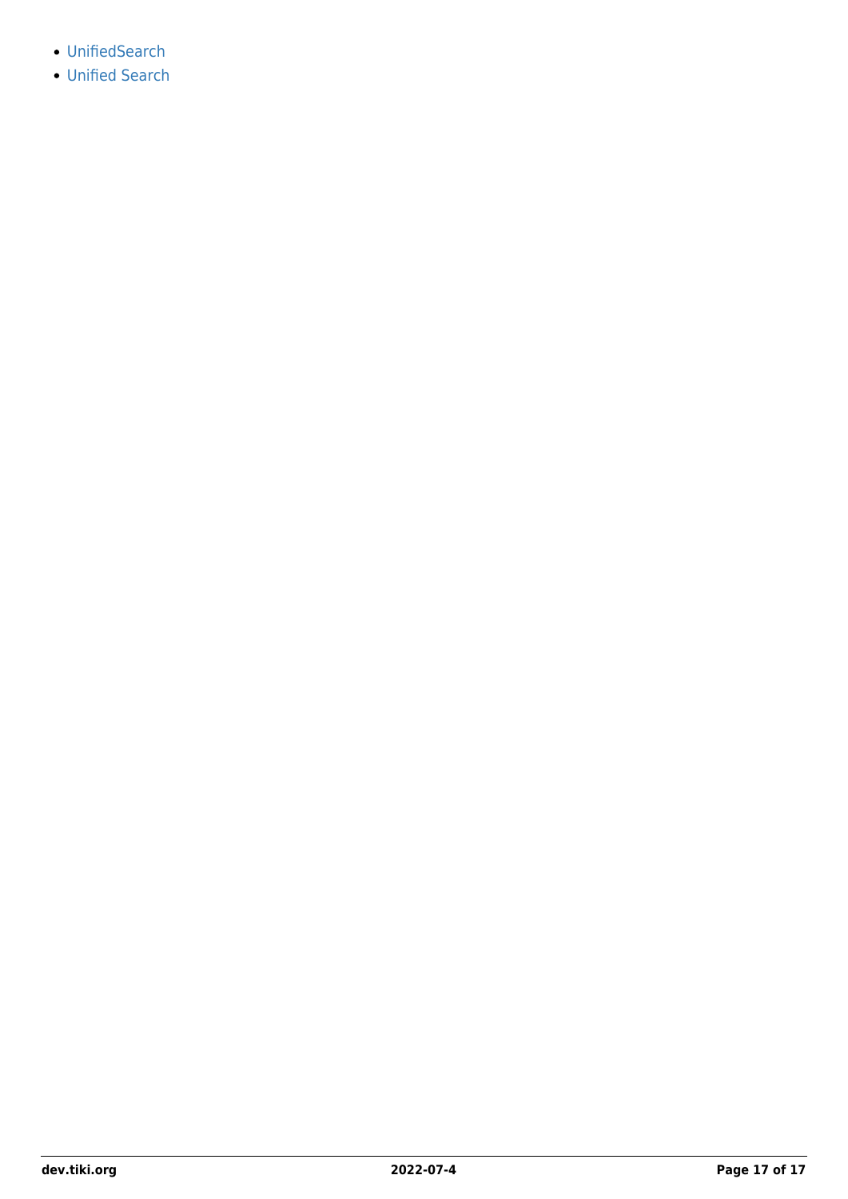- UnifiedSearch
- Unified Search